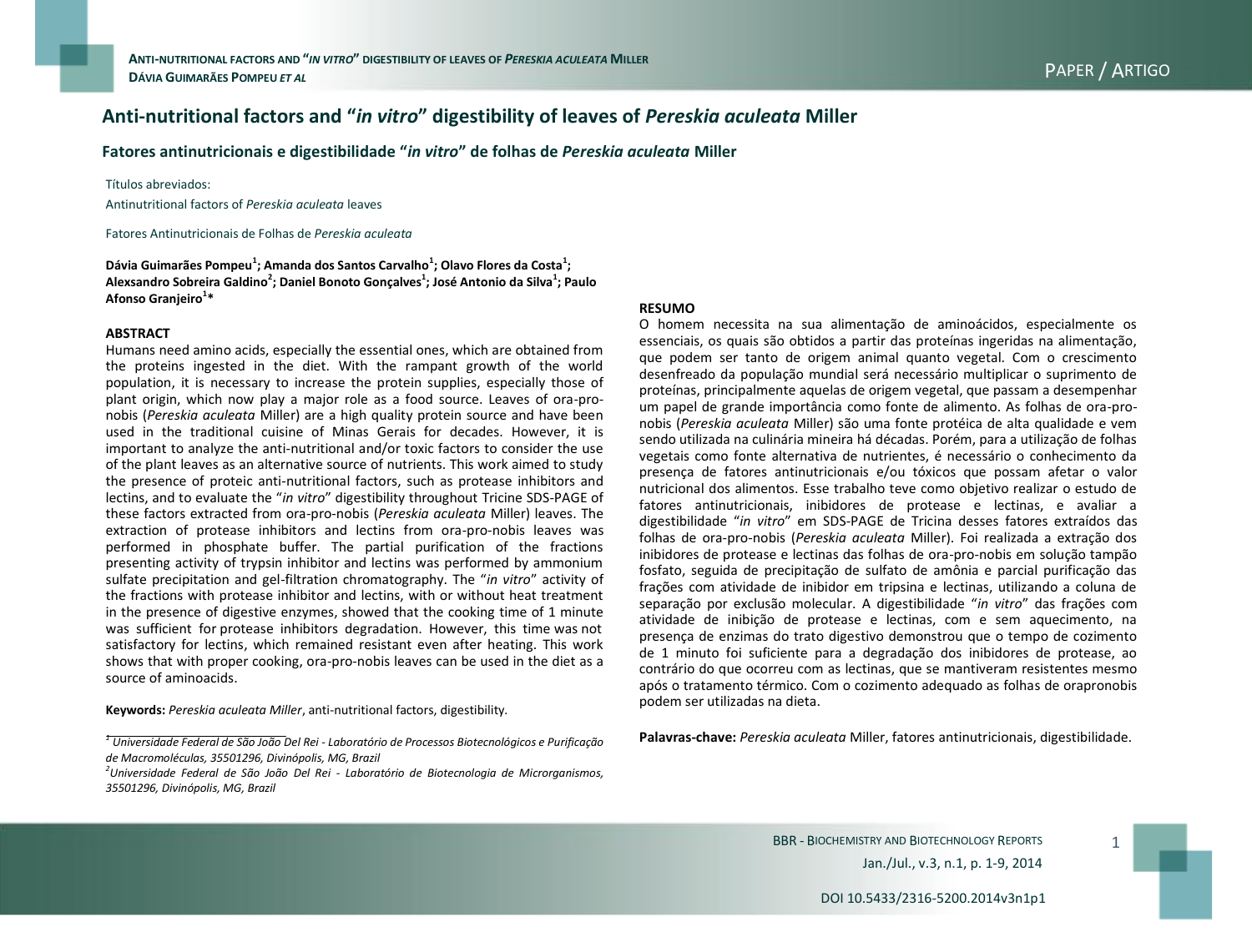# Anti-nutritional factors and "*in vitro*" digestibility of leaves of *Pereskia aculeata* Miller

## Fatores antinutricionais e digestibilidade "*in vitro*" de folhas de *Pereskia aculeata* Miller

Títulos abreviados:

Antinutritional factors of *Pereskia aculeata* leaves

Fatores Antinutricionais de Folhas de *Pereskia aculeata*

**Dávia Guimarães Pompeu[1]; Amanda dos Santos Carvalho[1]; Olavo Flores da Costa[1]; Alexsandro Sobreira Galdino[2]; Daniel Bonoto Gonçalves[1]; José Antonio da Silva[1]; Paulo Afonso Granjeiro[1]\***

### ABSTRACT

Humans need amino acids, especially the essential ones, which are obtained from the proteins ingested in the diet. With the rampant growth of the world population, it is necessary to increase the protein supplies, especially those of plant origin, which now play a major role as a food source. Leaves of ora-pro-nobis (*Pereskia aculeata* Miller) are a high quality protein source and have been used in the traditional cuisine of Minas Gerais for decades. However, it is important to analyze the anti-nutritional and/or toxic factors to consider the use of the plant leaves as an alternative source of nutrients. This work aimed to study the presence of proteic anti-nutritional factors, such as protease inhibitors and lectins, and to evaluate the "*in vitro*" digestibility throughout Tricine SDS-PAGE of these factors extracted from ora-pro-nobis (*Pereskia aculeata* Miller) leaves. The extraction of protease inhibitors and lectins from ora-pro-nobis leaves was performed in phosphate buffer. The partial purification of the fractions presenting activity of trypsin inhibitor and lectins was performed by ammonium sulfate precipitation and gel-filtration chromatography. The "*in vitro*" activity of the fractions with protease inhibitor and lectins, with or without heat treatment in the presence of digestive enzymes, showed that the cooking time of 1 minute was sufficient for protease inhibitors degradation. However, this time was not satisfactory for lectins, which remained resistant even after heating. This work shows that with proper cooking, ora-pro-nobis leaves can be used in the diet as a source of aminoacids.

**Keywords:** *Pereskia aculeata Miller*, anti-nutritional factors, digestibility.

[1] *Universidade Federal de São João Del Rei - Laboratório de Processos Biotecnológicos e Purificação de Macromoléculas, 35501296, Divinópolis, MG, Brazil*

[2] *Universidade Federal de São João Del Rei - Laboratório de Biotecnologia de Microrganismos, 35501296, Divinópolis, MG, Brazil*

### RESUMO

O homem necessita na sua alimentação de aminoácidos, especialmente os essenciais, os quais são obtidos a partir das proteínas ingeridas na alimentação, que podem ser tanto de origem animal quanto vegetal. Com o crescimento desenfreado da população mundial será necessário multiplicar o suprimento de proteínas, principalmente aquelas de origem vegetal, que passam a desempenhar um papel de grande importância como fonte de alimento. As folhas de ora-pro-nobis (*Pereskia aculeata* Miller) são uma fonte protéica de alta qualidade e vem sendo utilizada na culinária mineira há décadas. Porém, para a utilização de folhas vegetais como fonte alternativa de nutrientes, é necessário o conhecimento da presença de fatores antinutricionais e/ou tóxicos que possam afetar o valor nutricional dos alimentos. Esse trabalho teve como objetivo realizar o estudo de fatores antinutricionais, inibidores de protease e lectinas, e avaliar a digestibilidade "*in vitro*" em SDS-PAGE de Tricina desses fatores extraídos das folhas de ora-pro-nobis (*Pereskia aculeata* Miller). Foi realizada a extração dos inibidores de protease e lectinas das folhas de ora-pro-nobis em solução tampão fosfato, seguida de precipitação de sulfato de amônia e parcial purificação das frações com atividade de inibidor em tripsina e lectinas, utilizando a coluna de separação por exclusão molecular. A digestibilidade "*in vitro*" das frações com atividade de inibição de protease e lectinas, com e sem aquecimento, na presença de enzimas do trato digestivo demonstrou que o tempo de cozimento de 1 minuto foi suficiente para a degradação dos inibidores de protease, ao contrário do que ocorreu com as lectinas, que se mantiveram resistentes mesmo após o tratamento térmico. Com o cozimento adequado as folhas de orapronobis podem ser utilizadas na dieta.

**Palavras-chave:** *Pereskia aculeata* Miller, fatores antinutricionais, digestibilidade.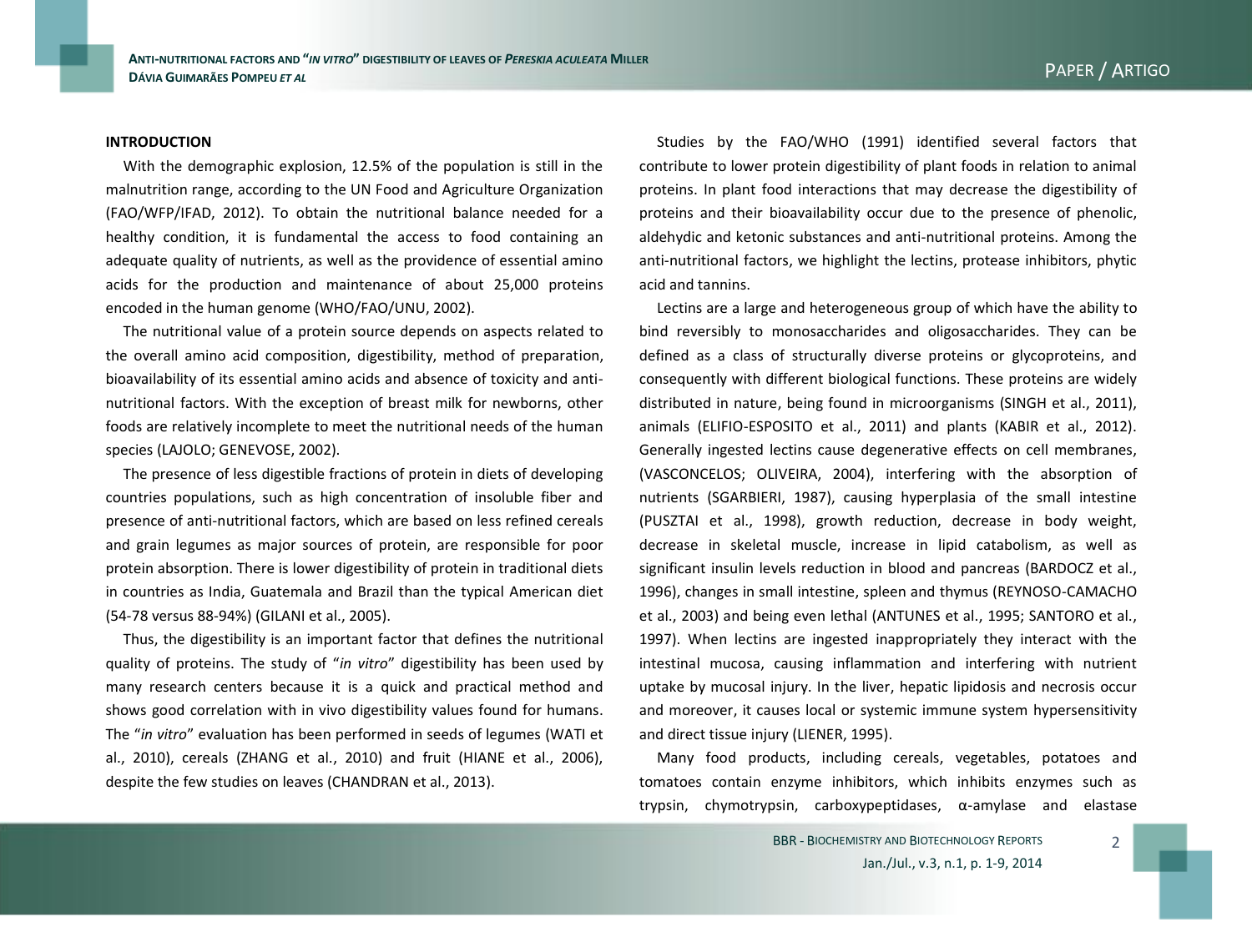## INTRODUCTION

With the demographic explosion, 12.5% of the population is still in the malnutrition range, according to the UN Food and Agriculture Organization (FAO/WFP/IFAD, 2012). To obtain the nutritional balance needed for a healthy condition, it is fundamental the access to food containing an adequate quality of nutrients, as well as the providence of essential amino acids for the production and maintenance of about 25,000 proteins encoded in the human genome (WHO/FAO/UNU, 2002).

The nutritional value of a protein source depends on aspects related to the overall amino acid composition, digestibility, method of preparation, bioavailability of its essential amino acids and absence of toxicity and anti-nutritional factors. With the exception of breast milk for newborns, other foods are relatively incomplete to meet the nutritional needs of the human species (LAJOLO; GENEVOSE, 2002).

The presence of less digestible fractions of protein in diets of developing countries populations, such as high concentration of insoluble fiber and presence of anti-nutritional factors, which are based on less refined cereals and grain legumes as major sources of protein, are responsible for poor protein absorption. There is lower digestibility of protein in traditional diets in countries as India, Guatemala and Brazil than the typical American diet (54-78 versus 88-94%) (GILANI et al., 2005).

Thus, the digestibility is an important factor that defines the nutritional quality of proteins. The study of "*in vitro*" digestibility has been used by many research centers because it is a quick and practical method and shows good correlation with in vivo digestibility values found for humans. The "*in vitro*" evaluation has been performed in seeds of legumes (WATI et al., 2010), cereals (ZHANG et al., 2010) and fruit (HIANE et al., 2006), despite the few studies on leaves (CHANDRAN et al., 2013).

Studies by the FAO/WHO (1991) identified several factors that contribute to lower protein digestibility of plant foods in relation to animal proteins. In plant food interactions that may decrease the digestibility of proteins and their bioavailability occur due to the presence of phenolic, aldehydic and ketonic substances and anti-nutritional proteins. Among the anti-nutritional factors, we highlight the lectins, protease inhibitors, phytic acid and tannins.

Lectins are a large and heterogeneous group of which have the ability to bind reversibly to monosaccharides and oligosaccharides. They can be defined as a class of structurally diverse proteins or glycoproteins, and consequently with different biological functions. These proteins are widely distributed in nature, being found in microorganisms (SINGH et al., 2011), animals (ELIFIO-ESPOSITO et al., 2011) and plants (KABIR et al., 2012). Generally ingested lectins cause degenerative effects on cell membranes, (VASCONCELOS; OLIVEIRA, 2004), interfering with the absorption of nutrients (SGARBIERI, 1987), causing hyperplasia of the small intestine (PUSZTAI et al., 1998), growth reduction, decrease in body weight, decrease in skeletal muscle, increase in lipid catabolism, as well as significant insulin levels reduction in blood and pancreas (BARDOCZ et al., 1996), changes in small intestine, spleen and thymus (REYNOSO-CAMACHO et al., 2003) and being even lethal (ANTUNES et al., 1995; SANTORO et al., 1997). When lectins are ingested inappropriately they interact with the intestinal mucosa, causing inflammation and interfering with nutrient uptake by mucosal injury. In the liver, hepatic lipidosis and necrosis occur and moreover, it causes local or systemic immune system hypersensitivity and direct tissue injury (LIENER, 1995).

Many food products, including cereals, vegetables, potatoes and tomatoes contain enzyme inhibitors, which inhibits enzymes such as trypsin, chymotrypsin, carboxypeptidases, α-amylase and elastase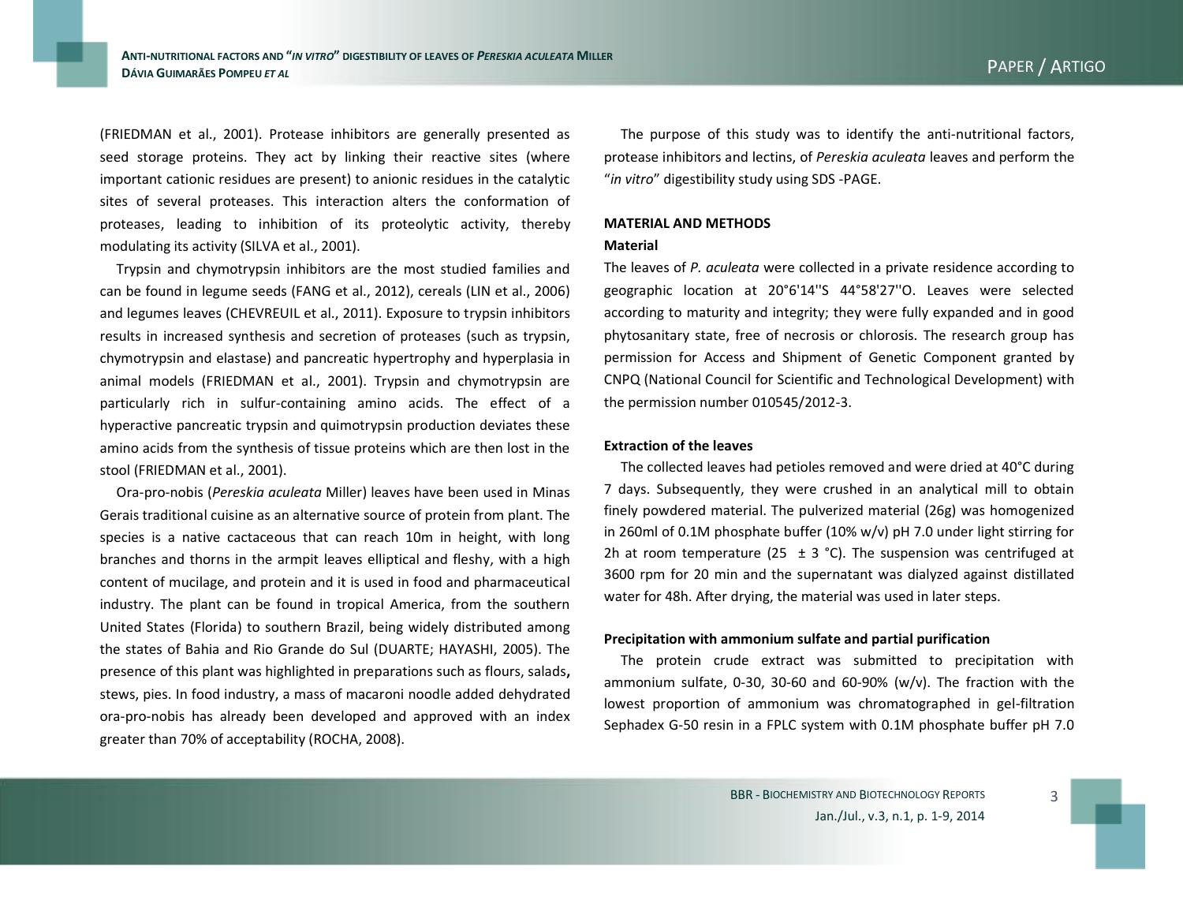(FRIEDMAN et al., 2001). Protease inhibitors are generally presented as seed storage proteins. They act by linking their reactive sites (where important cationic residues are present) to anionic residues in the catalytic sites of several proteases. This interaction alters the conformation of proteases, leading to inhibition of its proteolytic activity, thereby modulating its activity (SILVA et al., 2001).

Trypsin and chymotrypsin inhibitors are the most studied families and can be found in legume seeds (FANG et al., 2012), cereals (LIN et al., 2006) and legumes leaves (CHEVREUIL et al., 2011). Exposure to trypsin inhibitors results in increased synthesis and secretion of proteases (such as trypsin, chymotrypsin and elastase) and pancreatic hypertrophy and hyperplasia in animal models (FRIEDMAN et al., 2001). Trypsin and chymotrypsin are particularly rich in sulfur-containing amino acids. The effect of a hyperactive pancreatic trypsin and quimotrypsin production deviates these amino acids from the synthesis of tissue proteins which are then lost in the stool (FRIEDMAN et al., 2001).

Ora-pro-nobis (*Pereskia aculeata* Miller) leaves have been used in Minas Gerais traditional cuisine as an alternative source of protein from plant. The species is a native cactaceous that can reach 10m in height, with long branches and thorns in the armpit leaves elliptical and fleshy, with a high content of mucilage, and protein and it is used in food and pharmaceutical industry. The plant can be found in tropical America, from the southern United States (Florida) to southern Brazil, being widely distributed among the states of Bahia and Rio Grande do Sul (DUARTE; HAYASHI, 2005). The presence of this plant was highlighted in preparations such as flours, salads**,** stews, pies. In food industry, a mass of macaroni noodle added dehydrated ora-pro-nobis has already been developed and approved with an index greater than 70% of acceptability (ROCHA, 2008).

The purpose of this study was to identify the anti-nutritional factors, protease inhibitors and lectins, of *Pereskia aculeata* leaves and perform the "*in vitro*" digestibility study using SDS -PAGE.

## MATERIAL AND METHODS

### Material

The leaves of *P. aculeata* were collected in a private residence according to geographic location at 20°6'14''S 44°58'27''O. Leaves were selected according to maturity and integrity; they were fully expanded and in good phytosanitary state, free of necrosis or chlorosis. The research group has permission for Access and Shipment of Genetic Component granted by CNPQ (National Council for Scientific and Technological Development) with the permission number 010545/2012-3.

### Extraction of the leaves

The collected leaves had petioles removed and were dried at 40°C during 7 days. Subsequently, they were crushed in an analytical mill to obtain finely powdered material. The pulverized material (26g) was homogenized in 260ml of 0.1M phosphate buffer (10% w/v) pH 7.0 under light stirring for 2h at room temperature (25 ± 3 °C). The suspension was centrifuged at 3600 rpm for 20 min and the supernatant was dialyzed against distillated water for 48h. After drying, the material was used in later steps.

### Precipitation with ammonium sulfate and partial purification

The protein crude extract was submitted to precipitation with ammonium sulfate, 0-30, 30-60 and 60-90% (w/v). The fraction with the lowest proportion of ammonium was chromatographed in gel-filtration Sephadex G-50 resin in a FPLC system with 0.1M phosphate buffer pH 7.0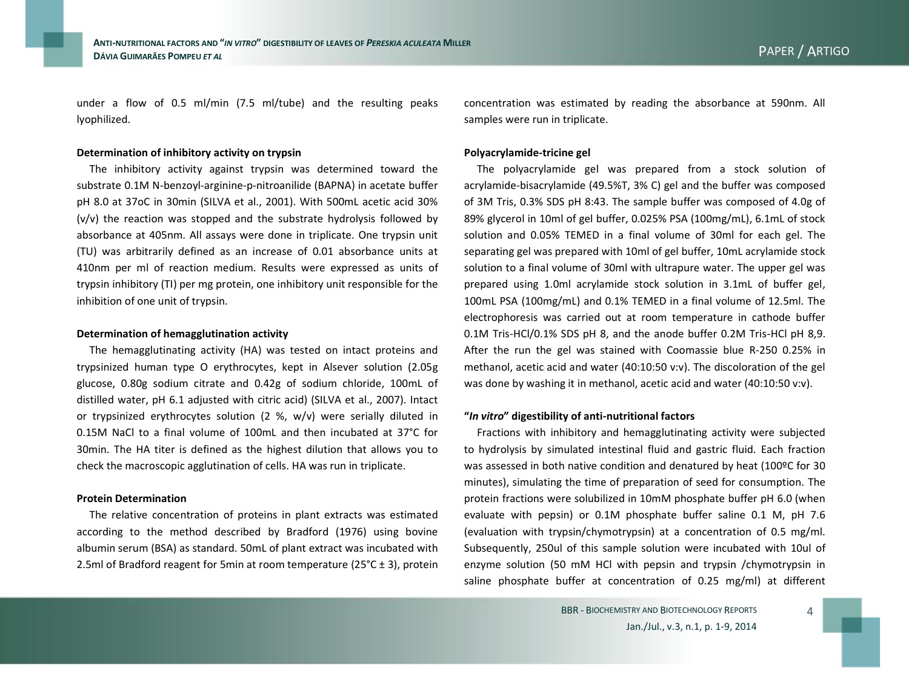under a flow of 0.5 ml/min (7.5 ml/tube) and the resulting peaks lyophilized.

**Determination of inhibitory activity on trypsin**

The inhibitory activity against trypsin was determined toward the substrate 0.1M N-benzoyl-arginine-p-nitroanilide (BAPNA) in acetate buffer pH 8.0 at 37oC in 30min (SILVA et al., 2001). With 500mL acetic acid 30% (v/v) the reaction was stopped and the substrate hydrolysis followed by absorbance at 405nm. All assays were done in triplicate. One trypsin unit (TU) was arbitrarily defined as an increase of 0.01 absorbance units at 410nm per ml of reaction medium. Results were expressed as units of trypsin inhibitory (TI) per mg protein, one inhibitory unit responsible for the inhibition of one unit of trypsin.

**Determination of hemagglutination activity**

The hemagglutinating activity (HA) was tested on intact proteins and trypsinized human type O erythrocytes, kept in Alsever solution (2.05g glucose, 0.80g sodium citrate and 0.42g of sodium chloride, 100mL of distilled water, pH 6.1 adjusted with citric acid) (SILVA et al., 2007). Intact or trypsinized erythrocytes solution (2 %, w/v) were serially diluted in 0.15M NaCl to a final volume of 100mL and then incubated at 37°C for 30min. The HA titer is defined as the highest dilution that allows you to check the macroscopic agglutination of cells. HA was run in triplicate.

**Protein Determination**

The relative concentration of proteins in plant extracts was estimated according to the method described by Bradford (1976) using bovine albumin serum (BSA) as standard. 50mL of plant extract was incubated with 2.5ml of Bradford reagent for 5min at room temperature (25°C ± 3), protein concentration was estimated by reading the absorbance at 590nm. All samples were run in triplicate.

**Polyacrylamide-tricine gel**

The polyacrylamide gel was prepared from a stock solution of acrylamide-bisacrylamide (49.5%T, 3% C) gel and the buffer was composed of 3M Tris, 0.3% SDS pH 8:43. The sample buffer was composed of 4.0g of 89% glycerol in 10ml of gel buffer, 0.025% PSA (100mg/mL), 6.1mL of stock solution and 0.05% TEMED in a final volume of 30ml for each gel. The separating gel was prepared with 10ml of gel buffer, 10mL acrylamide stock solution to a final volume of 30ml with ultrapure water. The upper gel was prepared using 1.0ml acrylamide stock solution in 3.1mL of buffer gel, 100mL PSA (100mg/mL) and 0.1% TEMED in a final volume of 12.5ml. The electrophoresis was carried out at room temperature in cathode buffer 0.1M Tris-HCl/0.1% SDS pH 8, and the anode buffer 0.2M Tris-HCl pH 8,9. After the run the gel was stained with Coomassie blue R-250 0.25% in methanol, acetic acid and water (40:10:50 v:v). The discoloration of the gel was done by washing it in methanol, acetic acid and water (40:10:50 v:v).

**"*In vitro*" digestibility of anti-nutritional factors**

Fractions with inhibitory and hemagglutinating activity were subjected to hydrolysis by simulated intestinal fluid and gastric fluid. Each fraction was assessed in both native condition and denatured by heat (100ºC for 30 minutes), simulating the time of preparation of seed for consumption. The protein fractions were solubilized in 10mM phosphate buffer pH 6.0 (when evaluate with pepsin) or 0.1M phosphate buffer saline 0.1 M, pH 7.6 (evaluation with trypsin/chymotrypsin) at a concentration of 0.5 mg/ml. Subsequently, 250ul of this sample solution were incubated with 10ul of enzyme solution (50 mM HCl with pepsin and trypsin /chymotrypsin in saline phosphate buffer at concentration of 0.25 mg/ml) at different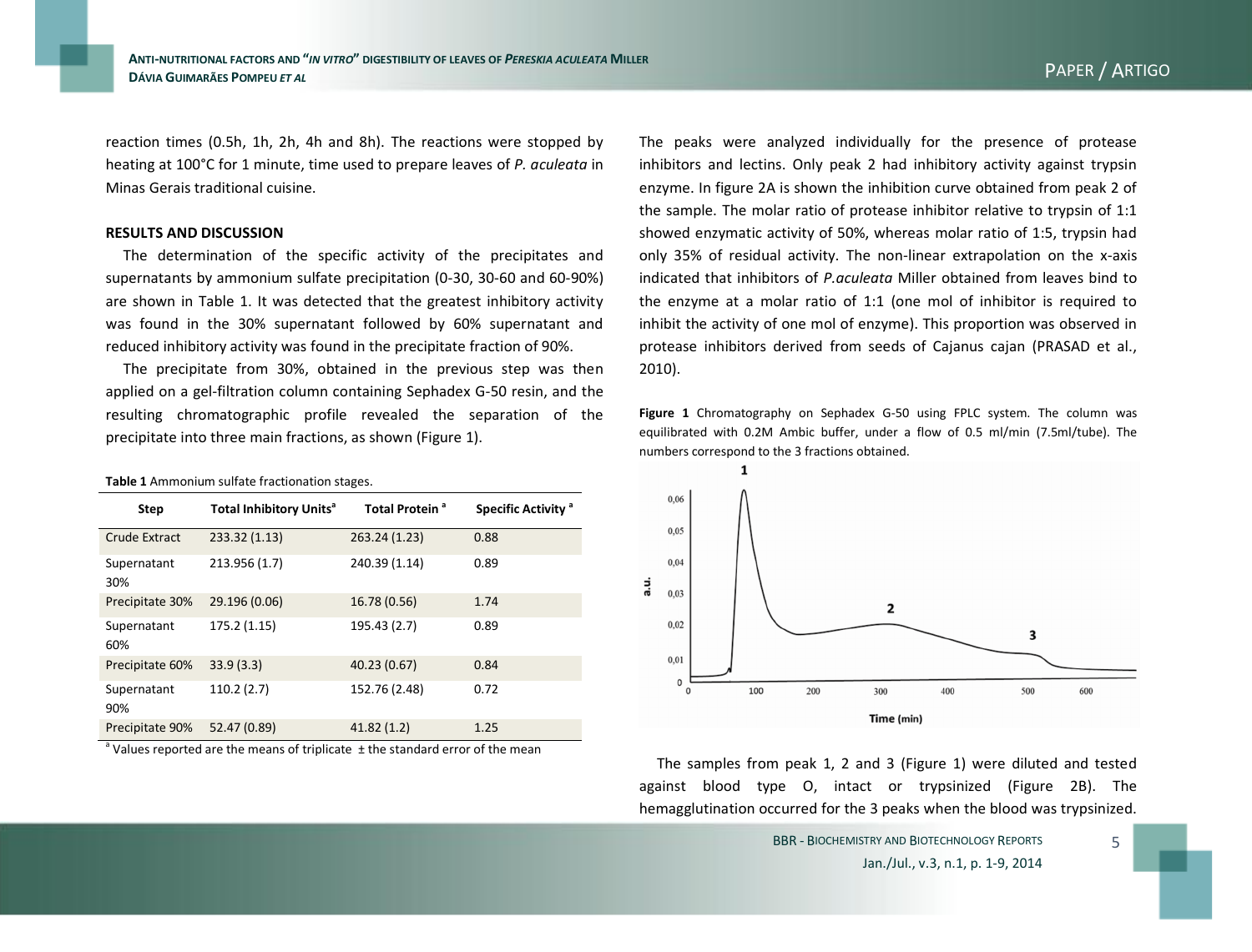reaction times (0.5h, 1h, 2h, 4h and 8h). The reactions were stopped by heating at 100°C for 1 minute, time used to prepare leaves of *P. aculeata* in Minas Gerais traditional cuisine.

## RESULTS AND DISCUSSION

The determination of the specific activity of the precipitates and supernatants by ammonium sulfate precipitation (0-30, 30-60 and 60-90%) are shown in Table 1. It was detected that the greatest inhibitory activity was found in the 30% supernatant followed by 60% supernatant and reduced inhibitory activity was found in the precipitate fraction of 90%.

The precipitate from 30%, obtained in the previous step was then applied on a gel-filtration column containing Sephadex G-50 resin, and the resulting chromatographic profile revealed the separation of the precipitate into three main fractions, as shown (Figure 1).

**Table 1** Ammonium sulfate fractionation stages.

| Step | Total Inhibitory Units[a] | Total Protein [a] | Specific Activity [a] |
|---|---|---|---|
| Crude Extract | 233.32 (1.13) | 263.24 (1.23) | 0.88 |
| Supernatant 30% | 213.956 (1.7) | 240.39 (1.14) | 0.89 |
| Precipitate 30% | 29.196 (0.06) | 16.78 (0.56) | 1.74 |
| Supernatant 60% | 175.2 (1.15) | 195.43 (2.7) | 0.89 |
| Precipitate 60% | 33.9 (3.3) | 40.23 (0.67) | 0.84 |
| Supernatant 90% | 110.2 (2.7) | 152.76 (2.48) | 0.72 |
| Precipitate 90% | 52.47 (0.89) | 41.82 (1.2) | 1.25 |

[a] Values reported are the means of triplicate ± the standard error of the mean

The peaks were analyzed individually for the presence of protease inhibitors and lectins. Only peak 2 had inhibitory activity against trypsin enzyme. In figure 2A is shown the inhibition curve obtained from peak 2 of the sample. The molar ratio of protease inhibitor relative to trypsin of 1:1 showed enzymatic activity of 50%, whereas molar ratio of 1:5, trypsin had only 35% of residual activity. The non-linear extrapolation on the x-axis indicated that inhibitors of *P.aculeata* Miller obtained from leaves bind to the enzyme at a molar ratio of 1:1 (one mol of inhibitor is required to inhibit the activity of one mol of enzyme). This proportion was observed in protease inhibitors derived from seeds of Cajanus cajan (PRASAD et al., 2010).

**Figure 1** Chromatography on Sephadex G-50 using FPLC system. The column was equilibrated with 0.2M Ambic buffer, under a flow of 0.5 ml/min (7.5ml/tube). The numbers correspond to the 3 fractions obtained.

The samples from peak 1, 2 and 3 (Figure 1) were diluted and tested against blood type O, intact or trypsinized (Figure 2B). The hemagglutination occurred for the 3 peaks when the blood was trypsinized.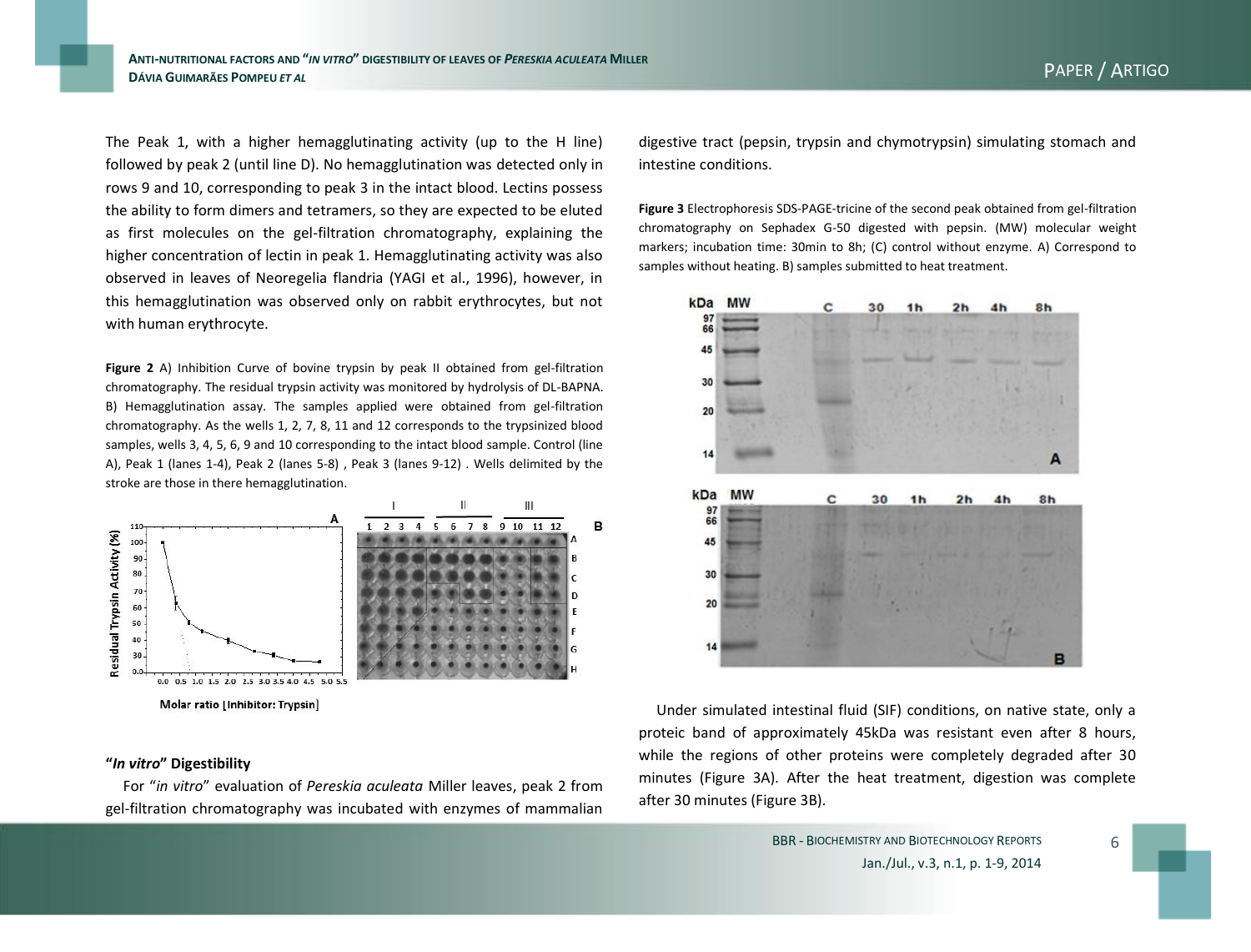The Peak 1, with a higher hemagglutinating activity (up to the H line) followed by peak 2 (until line D). No hemagglutination was detected only in rows 9 and 10, corresponding to peak 3 in the intact blood. Lectins possess the ability to form dimers and tetramers, so they are expected to be eluted as first molecules on the gel-filtration chromatography, explaining the higher concentration of lectin in peak 1. Hemagglutinating activity was also observed in leaves of Neoregelia flandria (YAGI et al., 1996), however, in this hemagglutination was observed only on rabbit erythrocytes, but not with human erythrocyte.

**Figure 2** A) Inhibition Curve of bovine trypsin by peak II obtained from gel-filtration chromatography. The residual trypsin activity was monitored by hydrolysis of DL-BAPNA. B) Hemagglutination assay. The samples applied were obtained from gel-filtration chromatography. As the wells 1, 2, 7, 8, 11 and 12 corresponds to the trypsinized blood samples, wells 3, 4, 5, 6, 9 and 10 corresponding to the intact blood sample. Control (line A), Peak 1 (lanes 1-4), Peak 2 (lanes 5-8) , Peak 3 (lanes 9-12) . Wells delimited by the stroke are those in there hemagglutination.

### "*In vitro*" Digestibility

For "*in vitro*" evaluation of *Pereskia aculeata* Miller leaves, peak 2 from gel-filtration chromatography was incubated with enzymes of mammalian digestive tract (pepsin, trypsin and chymotrypsin) simulating stomach and intestine conditions.

**Figure 3** Electrophoresis SDS-PAGE-tricine of the second peak obtained from gel-filtration chromatography on Sephadex G-50 digested with pepsin. (MW) molecular weight markers; incubation time: 30min to 8h; (C) control without enzyme. A) Correspond to samples without heating. B) samples submitted to heat treatment.

Under simulated intestinal fluid (SIF) conditions, on native state, only a proteic band of approximately 45kDa was resistant even after 8 hours, while the regions of other proteins were completely degraded after 30 minutes (Figure 3A). After the heat treatment, digestion was complete after 30 minutes (Figure 3B).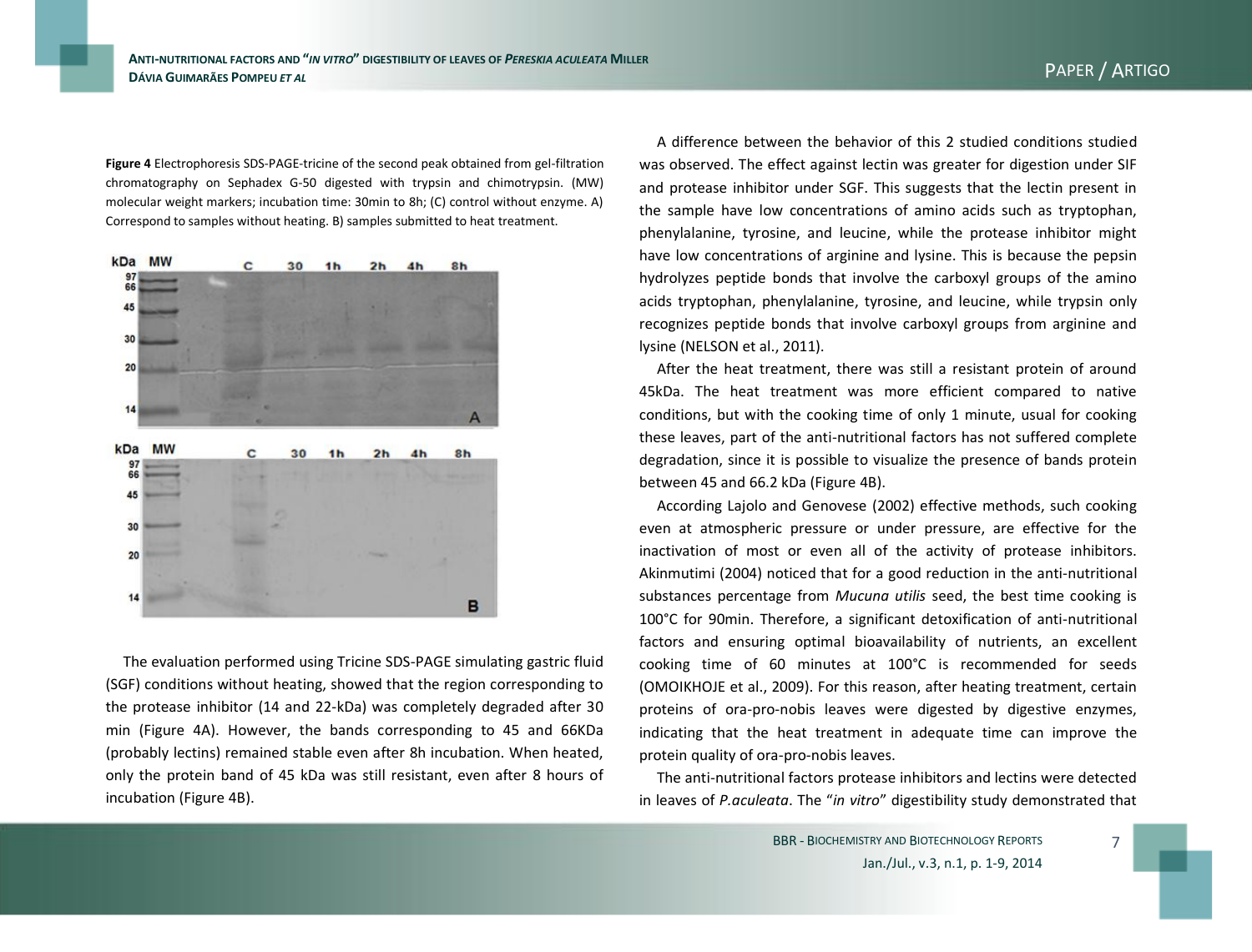**Figure 4** Electrophoresis SDS-PAGE-tricine of the second peak obtained from gel-filtration chromatography on Sephadex G-50 digested with trypsin and chimotrypsin. (MW) molecular weight markers; incubation time: 30min to 8h; (C) control without enzyme. A) Correspond to samples without heating. B) samples submitted to heat treatment.

The evaluation performed using Tricine SDS-PAGE simulating gastric fluid (SGF) conditions without heating, showed that the region corresponding to the protease inhibitor (14 and 22-kDa) was completely degraded after 30 min (Figure 4A). However, the bands corresponding to 45 and 66KDa (probably lectins) remained stable even after 8h incubation. When heated, only the protein band of 45 kDa was still resistant, even after 8 hours of incubation (Figure 4B).

A difference between the behavior of this 2 studied conditions studied was observed. The effect against lectin was greater for digestion under SIF and protease inhibitor under SGF. This suggests that the lectin present in the sample have low concentrations of amino acids such as tryptophan, phenylalanine, tyrosine, and leucine, while the protease inhibitor might have low concentrations of arginine and lysine. This is because the pepsin hydrolyzes peptide bonds that involve the carboxyl groups of the amino acids tryptophan, phenylalanine, tyrosine, and leucine, while trypsin only recognizes peptide bonds that involve carboxyl groups from arginine and lysine (NELSON et al., 2011).

After the heat treatment, there was still a resistant protein of around 45kDa. The heat treatment was more efficient compared to native conditions, but with the cooking time of only 1 minute, usual for cooking these leaves, part of the anti-nutritional factors has not suffered complete degradation, since it is possible to visualize the presence of bands protein between 45 and 66.2 kDa (Figure 4B).

According Lajolo and Genovese (2002) effective methods, such cooking even at atmospheric pressure or under pressure, are effective for the inactivation of most or even all of the activity of protease inhibitors. Akinmutimi (2004) noticed that for a good reduction in the anti-nutritional substances percentage from *Mucuna utilis* seed, the best time cooking is 100°C for 90min. Therefore, a significant detoxification of anti-nutritional factors and ensuring optimal bioavailability of nutrients, an excellent cooking time of 60 minutes at 100°C is recommended for seeds (OMOIKHOJE et al., 2009). For this reason, after heating treatment, certain proteins of ora-pro-nobis leaves were digested by digestive enzymes, indicating that the heat treatment in adequate time can improve the protein quality of ora-pro-nobis leaves.

The anti-nutritional factors protease inhibitors and lectins were detected in leaves of *P.aculeata*. The "*in vitro*" digestibility study demonstrated that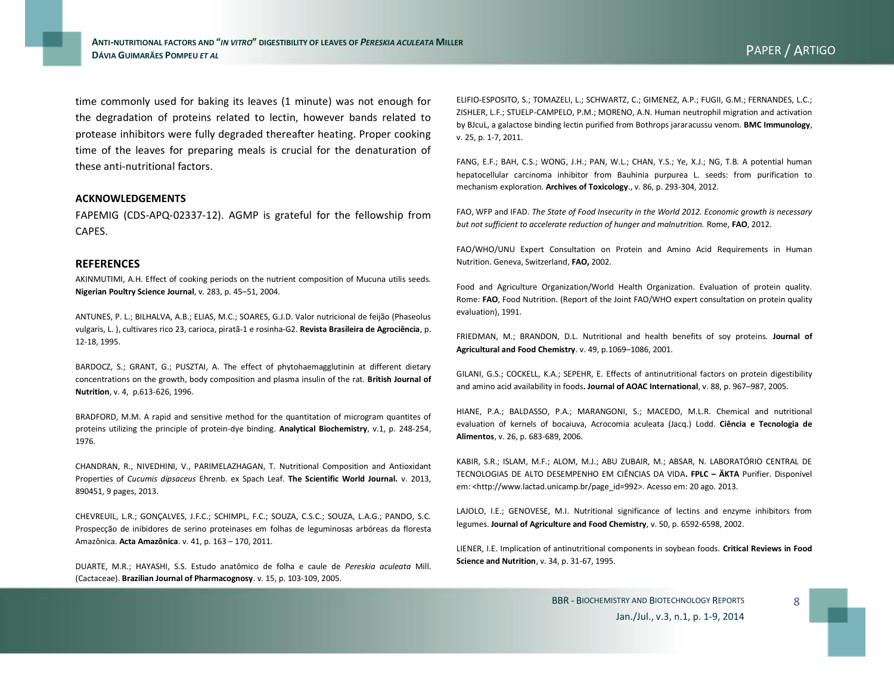time commonly used for baking its leaves (1 minute) was not enough for the degradation of proteins related to lectin, however bands related to protease inhibitors were fully degraded thereafter heating. Proper cooking time of the leaves for preparing meals is crucial for the denaturation of these anti-nutritional factors.

## ACKNOWLEDGEMENTS

FAPEMIG (CDS-APQ-02337-12). AGMP is grateful for the fellowship from CAPES.

## REFERENCES

AKINMUTIMI, A.H. Effect of cooking periods on the nutrient composition of Mucuna utilis seeds. **Nigerian Poultry Science Journal**, v. 283, p. 45–51, 2004.

ANTUNES, P. L.; BILHALVA, A.B.; ELIAS, M.C.; SOARES, G.J.D. Valor nutricional de feijão (Phaseolus vulgaris, L. ), cultivares rico 23, carioca, piratã-1 e rosinha-G2. **Revista Brasileira de Agrociência**, p. 12-18, 1995.

BARDOCZ, S.; GRANT, G.; PUSZTAI, A. The effect of phytohaemagglutinin at different dietary concentrations on the growth, body composition and plasma insulin of the rat. **British Journal of Nutrition**, v. 4, p.613-626, 1996.

BRADFORD, M.M. A rapid and sensitive method for the quantitation of microgram quantites of proteins utilizing the principle of protein-dye binding. **Analytical Biochemistry**, v.1, p. 248-254, 1976.

CHANDRAN, R., NIVEDHINI, V., PARIMELAZHAGAN, T. Nutritional Composition and Antioxidant Properties of *Cucumis dipsaceus* Ehrenb. ex Spach Leaf. **The Scientific World Journal.** v. 2013, 890451, 9 pages, 2013.

CHEVREUIL, L.R.; GONÇALVES, J.F.C.; SCHIMPL, F.C.; SOUZA, C.S.C.; SOUZA, L.A.G.; PANDO, S.C. Prospecção de inibidores de serino proteinases em folhas de leguminosas arbóreas da floresta Amazônica. **Acta Amazônica**. v. 41, p. 163 – 170, 2011.

DUARTE, M.R.; HAYASHI, S.S. Estudo anatômico de folha e caule de *Pereskia aculeata* Mill. (Cactaceae). **Brazilian Journal of Pharmacognosy**. v. 15, p. 103-109, 2005.

ELIFIO-ESPOSITO, S.; TOMAZELI, L.; SCHWARTZ, C.; GIMENEZ, A.P.; FUGII, G.M.; FERNANDES, L.C.; ZISHLER, L.F.; STUELP-CAMPELO, P.M.; MORENO, A.N. Human neutrophil migration and activation by BJcuL, a galactose binding lectin purified from Bothrops jararacussu venom. **BMC Immunology**, v. 25, p. 1-7, 2011.

FANG, E.F.; BAH, C.S.; WONG, J.H.; PAN, W.L.; CHAN, Y.S.; Ye, X.J.; NG, T.B. A potential human hepatocellular carcinoma inhibitor from Bauhinia purpurea L. seeds: from purification to mechanism exploration. **Archives of Toxicology**., v. 86, p. 293-304, 2012.

FAO, WFP and IFAD. *The State of Food Insecurity in the World 2012. Economic growth is necessary but not sufficient to accelerate reduction of hunger and malnutrition.* Rome, **FAO**, 2012.

FAO/WHO/UNU Expert Consultation on Protein and Amino Acid Requirements in Human Nutrition. Geneva, Switzerland, **FAO,** 2002.

Food and Agriculture Organization/World Health Organization. Evaluation of protein quality. Rome: **FAO**, Food Nutrition. (Report of the Joint FAO/WHO expert consultation on protein quality evaluation), 1991.

FRIEDMAN, M.; BRANDON, D.L. Nutritional and health benefits of soy proteins. **Journal of Agricultural and Food Chemistry**. v. 49, p.1069–1086, 2001.

GILANI, G.S.; COCKELL, K.A.; SEPEHR, E. Effects of antinutritional factors on protein digestibility and amino acid availability in foods**. Journal of AOAC International**, v. 88, p. 967–987, 2005.

HIANE, P.A.; BALDASSO, P.A.; MARANGONI, S.; MACEDO, M.L.R. Chemical and nutritional evaluation of kernels of bocaiuva, Acrocomia aculeata (Jacq.) Lodd. **Ciência e Tecnologia de Alimentos**, v. 26, p. 683-689, 2006.

KABIR, S.R.; ISLAM, M.F.; ALOM, M.J.; ABU ZUBAIR, M.; ABSAR, N. LABORATÓRIO CENTRAL DE TECNOLOGIAS DE ALTO DESEMPENHO EM CIÊNCIAS DA VIDA**. FPLC – ÄKTA** Purifier. Disponível em: <http://www.lactad.unicamp.br/page_id=992>. Acesso em: 20 ago. 2013.

LAJOLO, I.E.; GENOVESE, M.I. Nutritional significance of lectins and enzyme inhibitors from legumes. **Journal of Agriculture and Food Chemistry**, v. 50, p. 6592-6598, 2002.

LIENER, I.E. Implication of antinutritional components in soybean foods. **Critical Reviews in Food Science and Nutrition**, v. 34, p. 31-67, 1995.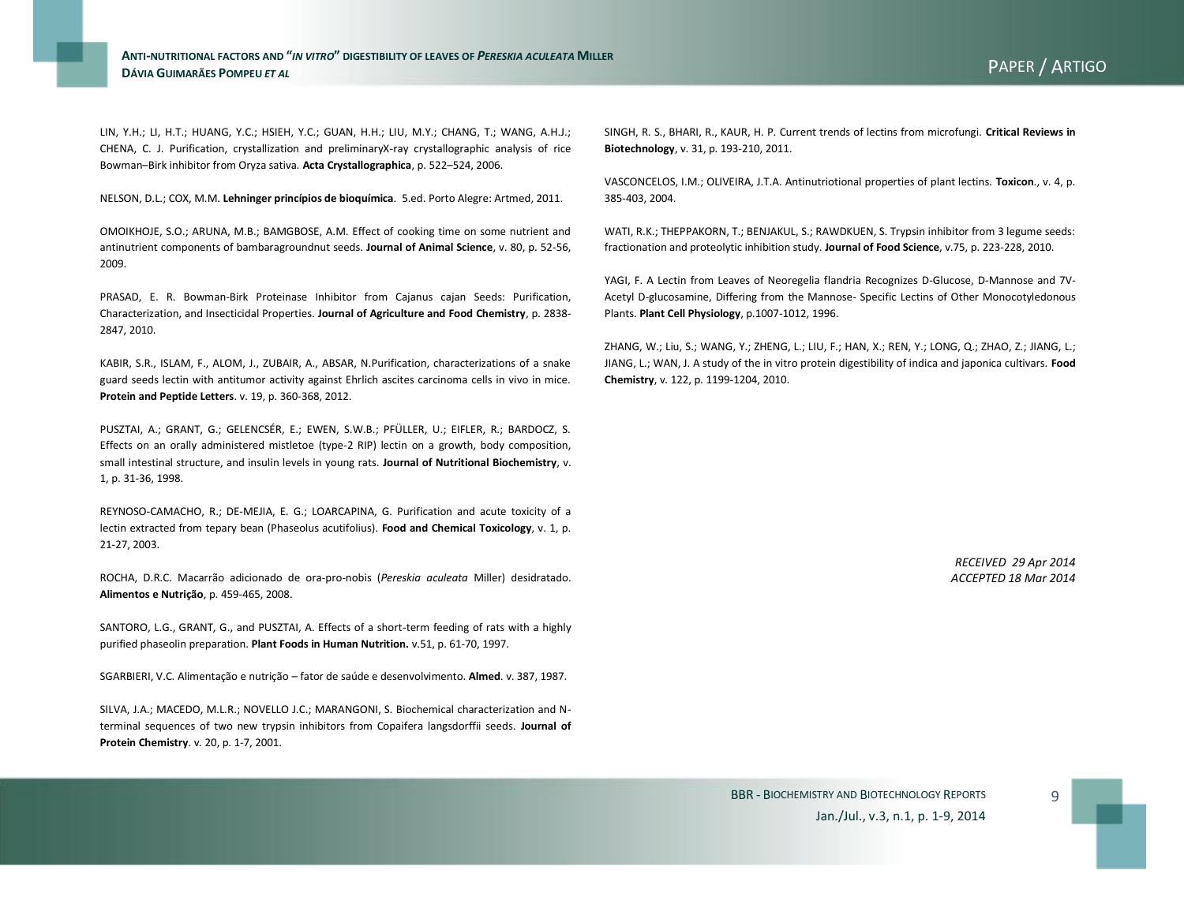LIN, Y.H.; LI, H.T.; HUANG, Y.C.; HSIEH, Y.C.; GUAN, H.H.; LIU, M.Y.; CHANG, T.; WANG, A.H.J.; CHENA, C. J. Purification, crystallization and preliminaryX-ray crystallographic analysis of rice Bowman–Birk inhibitor from Oryza sativa. **Acta Crystallographica**, p. 522–524, 2006.

NELSON, D.L.; COX, M.M. **Lehninger princípios de bioquímica**. 5.ed. Porto Alegre: Artmed, 2011.

OMOIKHOJE, S.O.; ARUNA, M.B.; BAMGBOSE, A.M. Effect of cooking time on some nutrient and antinutrient components of bambaragroundnut seeds. **Journal of Animal Science**, v. 80, p. 52-56, 2009.

PRASAD, E. R. Bowman-Birk Proteinase Inhibitor from Cajanus cajan Seeds: Purification, Characterization, and Insecticidal Properties. **Journal of Agriculture and Food Chemistry**, p. 2838-2847, 2010.

KABIR, S.R., ISLAM, F., ALOM, J., ZUBAIR, A., ABSAR, N.Purification, characterizations of a snake guard seeds lectin with antitumor activity against Ehrlich ascites carcinoma cells in vivo in mice. **Protein and Peptide Letters**. v. 19, p. 360-368, 2012.

PUSZTAI, A.; GRANT, G.; GELENCSÉR, E.; EWEN, S.W.B.; PFÜLLER, U.; EIFLER, R.; BARDOCZ, S. Effects on an orally administered mistletoe (type-2 RIP) lectin on a growth, body composition, small intestinal structure, and insulin levels in young rats. **Journal of Nutritional Biochemistry**, v. 1, p. 31-36, 1998.

REYNOSO-CAMACHO, R.; DE-MEJIA, E. G.; LOARCAPINA, G. Purification and acute toxicity of a lectin extracted from tepary bean (Phaseolus acutifolius). **Food and Chemical Toxicology**, v. 1, p. 21-27, 2003.

ROCHA, D.R.C. Macarrão adicionado de ora-pro-nobis (*Pereskia aculeata* Miller) desidratado. **Alimentos e Nutrição**, p. 459-465, 2008.

SANTORO, L.G., GRANT, G., and PUSZTAI, A. Effects of a short-term feeding of rats with a highly purified phaseolin preparation. **Plant Foods in Human Nutrition.** v.51, p. 61-70, 1997.

SGARBIERI, V.C. Alimentação e nutrição – fator de saúde e desenvolvimento. **Almed**. v. 387, 1987.

SILVA, J.A.; MACEDO, M.L.R.; NOVELLO J.C.; MARANGONI, S. Biochemical characterization and N-terminal sequences of two new trypsin inhibitors from Copaifera langsdorffii seeds. **Journal of Protein Chemistry**. v. 20, p. 1-7, 2001.

SINGH, R. S., BHARI, R., KAUR, H. P. Current trends of lectins from microfungi. **Critical Reviews in Biotechnology**, v. 31, p. 193-210, 2011.

VASCONCELOS, I.M.; OLIVEIRA, J.T.A. Antinutriotional properties of plant lectins. **Toxicon**., v. 4, p. 385-403, 2004.

WATI, R.K.; THEPPAKORN, T.; BENJAKUL, S.; RAWDKUEN, S. Trypsin inhibitor from 3 legume seeds: fractionation and proteolytic inhibition study. **Journal of Food Science**, v.75, p. 223-228, 2010.

YAGI, F. A Lectin from Leaves of Neoregelia flandria Recognizes D-Glucose, D-Mannose and 7V-Acetyl D-glucosamine, Differing from the Mannose- Specific Lectins of Other Monocotyledonous Plants. **Plant Cell Physiology**, p.1007-1012, 1996.

ZHANG, W.; Liu, S.; WANG, Y.; ZHENG, L.; LIU, F.; HAN, X.; REN, Y.; LONG, Q.; ZHAO, Z.; JIANG, L.; JIANG, L.; WAN, J. A study of the in vitro protein digestibility of indica and japonica cultivars. **Food Chemistry**, v. 122, p. 1199-1204, 2010.

*RECEIVED 29 Apr 2014*
*ACCEPTED 18 Mar 2014*